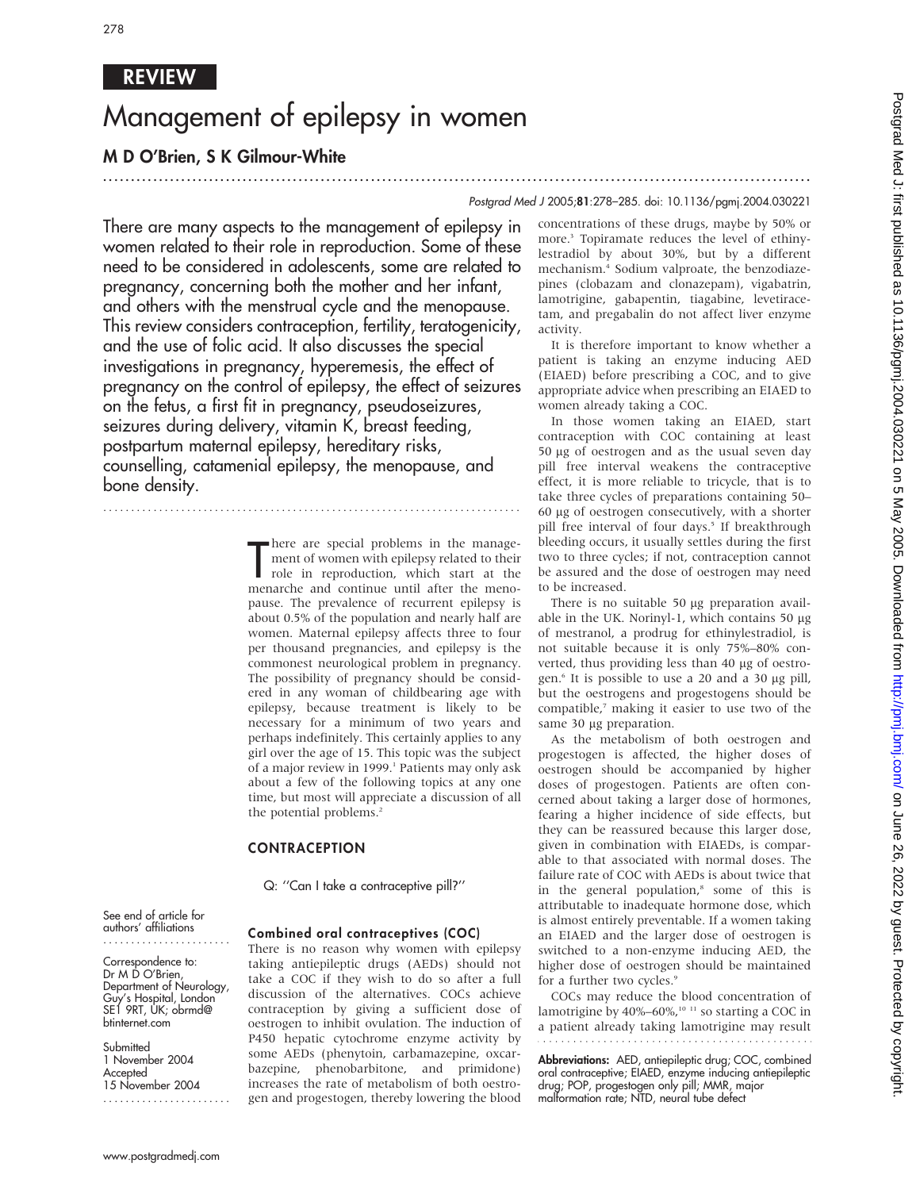REVIEW

# Management of epilepsy in women

**M D O'Brien, S K Gilmour-White**

There are many aspects to the management of epilepsy in women related to their role in reproduction. Some of these need to be considered in adolescents, some are related to pregnancy, concerning both the mother and her infant, and others with the menstrual cycle and the menopause. This review considers contraception, fertility, teratogenicity, and the use of folic acid. It also discusses the special investigations in pregnancy, hyperemesis, the effect of pregnancy on the control of epilepsy, the effect of seizures on the fetus, a first fit in pregnancy, pseudoseizures, seizures during delivery, vitamin K, breast feeding, postpartum maternal epilepsy, hereditary risks, counselling, catamenial epilepsy, the menopause, and bone density.

There are special problems in the management of women with epilepsy related to their role in reproduction, which start at the menarche and continue until after the menopause. The prevalence of recurrent epilepsy is about 0.5% of the population and nearly half are women. Maternal epilepsy affects three to four per thousand pregnancies, and epilepsy is the commonest neurological problem in pregnancy. The possibility of pregnancy should be considered in any woman of childbearing age with epilepsy, because treatment is likely to be necessary for a minimum of two years and perhaps indefinitely. This certainly applies to any girl over the age of 15. This topic was the subject of a major review in 1999.[1] Patients may only ask about a few of the following topics at any one time, but most will appreciate a discussion of all the potential problems.[2]

## CONTRACEPTION

Q: "Can I take a contraceptive pill?"

### Combined oral contraceptives (COC)

There is no reason why women with epilepsy taking antiepileptic drugs (AEDs) should not take a COC if they wish to do so after a full discussion of the alternatives. COCs achieve contraception by giving a sufficient dose of oestrogen to inhibit ovulation. The induction of P450 hepatic cytochrome enzyme activity by some AEDs (phenytoin, carbamazepine, oxcarbazepine, phenobarbitone, and primidone) increases the rate of metabolism of both oestrogen and progestogen, thereby lowering the blood concentrations of these drugs, maybe by 50% or more.[3] Topiramate reduces the level of ethinylestradiol by about 30%, but by a different mechanism.[4] Sodium valproate, the benzodiazepines (clobazam and clonazepam), vigabatrin, lamotrigine, gabapentin, tiagabine, levetiracetam, and pregabalin do not affect liver enzyme activity.

It is therefore important to know whether a patient is taking an enzyme inducing AED (EIAED) before prescribing a COC, and to give appropriate advice when prescribing an EIAED to women already taking a COC.

In those women taking an EIAED, start contraception with COC containing at least 50 μg of oestrogen and as the usual seven day pill free interval weakens the contraceptive effect, it is more reliable to tricycle, that is to take three cycles of preparations containing 50–60 μg of oestrogen consecutively, with a shorter pill free interval of four days.[5] If breakthrough bleeding occurs, it usually settles during the first two to three cycles; if not, contraception cannot be assured and the dose of oestrogen may need to be increased.

There is no suitable 50 μg preparation available in the UK. Norinyl-1, which contains 50 μg of mestranol, a prodrug for ethinylestradiol, is not suitable because it is only 75%–80% converted, thus providing less than 40 μg of oestrogen.[6] It is possible to use a 20 and a 30 μg pill, but the oestrogens and progestogens should be compatible,[7] making it easier to use two of the same 30 μg preparation.

As the metabolism of both oestrogen and progestogen is affected, the higher doses of oestrogen should be accompanied by higher doses of progestogen. Patients are often concerned about taking a larger dose of hormones, fearing a higher incidence of side effects, but they can be reassured because this larger dose, given in combination with EIAEDs, is comparable to that associated with normal doses. The failure rate of COC with AEDs is about twice that in the general population,[8] some of this is attributable to inadequate hormone dose, which is almost entirely preventable. If a women taking an EIAED and the larger dose of oestrogen is switched to a non-enzyme inducing AED, the higher dose of oestrogen should be maintained for a further two cycles.[9]

COCs may reduce the blood concentration of lamotrigine by 40%–60%,[10,11] so starting a COC in a patient already taking lamotrigine may result

**Abbreviations:** AED, antiepileptic drug; COC, combined oral contraceptive; EIAED, enzyme inducing antiepileptic drug; POP, progestogen only pill; MMR, major malformation rate; NTD, neural tube defect

See end of article for authors' affiliations

Correspondence to: Dr M D O'Brien, Department of Neurology, Guy's Hospital, London SE1 9RT, UK; obrmd@btinternet.com

Submitted 1 November 2004
Accepted 15 November 2004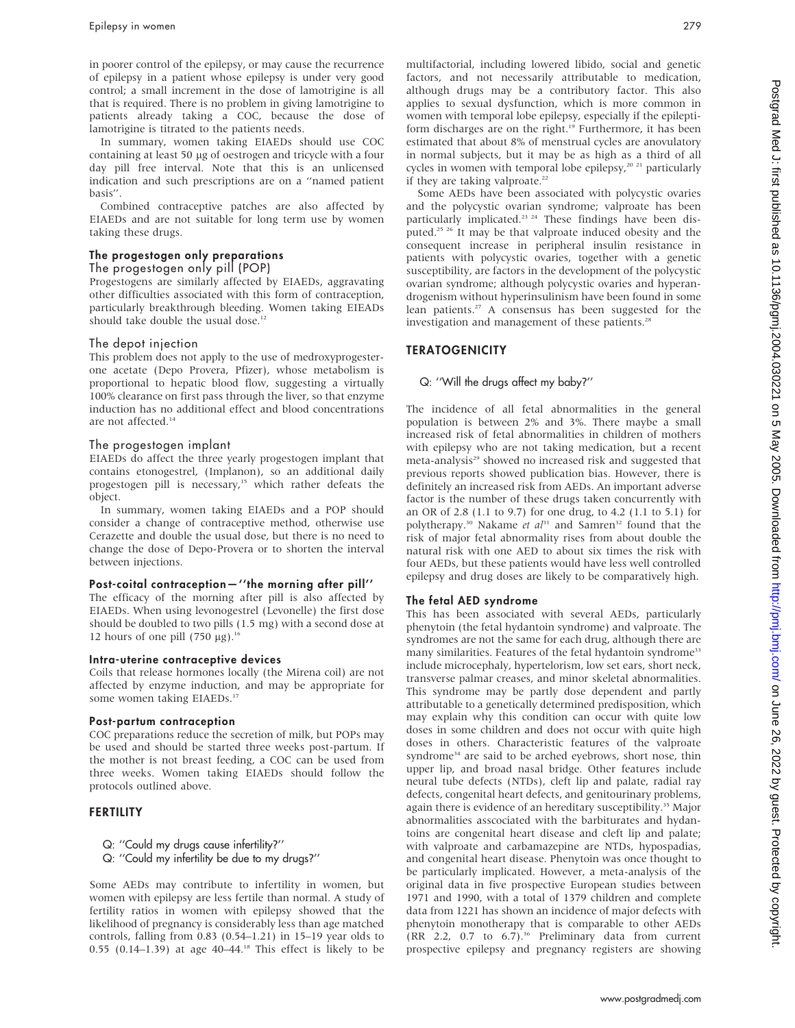in poorer control of the epilepsy, or may cause the recurrence of epilepsy in a patient whose epilepsy is under very good control; a small increment in the dose of lamotrigine is all that is required. There is no problem in giving lamotrigine to patients already taking a COC, because the dose of lamotrigine is titrated to the patients needs.

In summary, women taking EIAEDs should use COC containing at least 50 µg of oestrogen and tricycle with a four day pill free interval. Note that this is an unlicensed indication and such prescriptions are on a ''named patient basis''.

Combined contraceptive patches are also affected by EIAEDs and are not suitable for long term use by women taking these drugs.

### The progestogen only preparations

#### The progestogen only pill (POP)

Progestogens are similarly affected by EIAEDs, aggravating other difficulties associated with this form of contraception, particularly breakthrough bleeding. Women taking EIEADs should take double the usual dose.[12]

#### The depot injection

This problem does not apply to the use of medroxyprogesterone acetate (Depo Provera, Pfizer), whose metabolism is proportional to hepatic blood flow, suggesting a virtually 100% clearance on first pass through the liver, so that enzyme induction has no additional effect and blood concentrations are not affected.[14]

#### The progestogen implant

EIAEDs do affect the three yearly progestogen implant that contains etonogestrel, (Implanon), so an additional daily progestogen pill is necessary,[15] which rather defeats the object.

In summary, women taking EIAEDs and a POP should consider a change of contraceptive method, otherwise use Cerazette and double the usual dose, but there is no need to change the dose of Depo-Provera or to shorten the interval between injections.

### Post-coital contraception—''the morning after pill''

The efficacy of the morning after pill is also affected by EIAEDs. When using levonogestrel (Levonelle) the first dose should be doubled to two pills (1.5 mg) with a second dose at 12 hours of one pill (750 µg).[16]

### Intra-uterine contraceptive devices

Coils that release hormones locally (the Mirena coil) are not affected by enzyme induction, and may be appropriate for some women taking EIAEDs.[17]

### Post-partum contraception

COC preparations reduce the secretion of milk, but POPs may be used and should be started three weeks post-partum. If the mother is not breast feeding, a COC can be used from three weeks. Women taking EIAEDs should follow the protocols outlined above.

## FERTILITY

Q: ''Could my drugs cause infertility?''
Q: ''Could my infertility be due to my drugs?''

Some AEDs may contribute to infertility in women, but women with epilepsy are less fertile than normal. A study of fertility ratios in women with epilepsy showed that the likelihood of pregnancy is considerably less than age matched controls, falling from 0.83 (0.54–1.21) in 15–19 year olds to 0.55 (0.14–1.39) at age 40–44.[18] This effect is likely to be multifactorial, including lowered libido, social and genetic factors, and not necessarily attributable to medication, although drugs may be a contributory factor. This also applies to sexual dysfunction, which is more common in women with temporal lobe epilepsy, especially if the epileptiform discharges are on the right.[19] Furthermore, it has been estimated that about 8% of menstrual cycles are anovulatory in normal subjects, but it may be as high as a third of all cycles in women with temporal lobe epilepsy,[20,21] particularly if they are taking valproate.[22]

Some AEDs have been associated with polycystic ovaries and the polycystic ovarian syndrome; valproate has been particularly implicated.[23,24] These findings have been disputed.[25,26] It may be that valproate induced obesity and the consequent increase in peripheral insulin resistance in patients with polycystic ovaries, together with a genetic susceptibility, are factors in the development of the polycystic ovarian syndrome; although polycystic ovaries and hyperandrogenism without hyperinsulinism have been found in some lean patients.[27] A consensus has been suggested for the investigation and management of these patients.[28]

## TERATOGENICITY

Q: ''Will the drugs affect my baby?''

The incidence of all fetal abnormalities in the general population is between 2% and 3%. There maybe a small increased risk of fetal abnormalities in children of mothers with epilepsy who are not taking medication, but a recent meta-analysis[29] showed no increased risk and suggested that previous reports showed publication bias. However, there is definitely an increased risk from AEDs. An important adverse factor is the number of these drugs taken concurrently with an OR of 2.8 (1.1 to 9.7) for one drug, to 4.2 (1.1 to 5.1) for polytherapy.[30] Nakame *et al*[31] and Samren[32] found that the risk of major fetal abnormality rises from about double the natural risk with one AED to about six times the risk with four AEDs, but these patients would have less well controlled epilepsy and drug doses are likely to be comparatively high.

### The fetal AED syndrome

This has been associated with several AEDs, particularly phenytoin (the fetal hydantoin syndrome) and valproate. The syndromes are not the same for each drug, although there are many similarities. Features of the fetal hydantoin syndrome[33] include microcephaly, hypertelorism, low set ears, short neck, transverse palmar creases, and minor skeletal abnormalities. This syndrome may be partly dose dependent and partly attributable to a genetically determined predisposition, which may explain why this condition can occur with quite low doses in some children and does not occur with quite high doses in others. Characteristic features of the valproate syndrome[34] are said to be arched eyebrows, short nose, thin upper lip, and broad nasal bridge. Other features include neural tube defects (NTDs), cleft lip and palate, radial ray defects, congenital heart defects, and genitourinary problems, again there is evidence of an hereditary susceptibility.[35] Major abnormalities asscociated with the barbiturates and hydantoins are congenital heart disease and cleft lip and palate; with valproate and carbamazepine are NTDs, hypospadias, and congenital heart disease. Phenytoin was once thought to be particularly implicated. However, a meta-analysis of the original data in five prospective European studies between 1971 and 1990, with a total of 1379 children and complete data from 1221 has shown an incidence of major defects with phenytoin monotherapy that is comparable to other AEDs (RR 2.2, 0.7 to 6.7).[36] Preliminary data from current prospective epilepsy and pregnancy registers are showing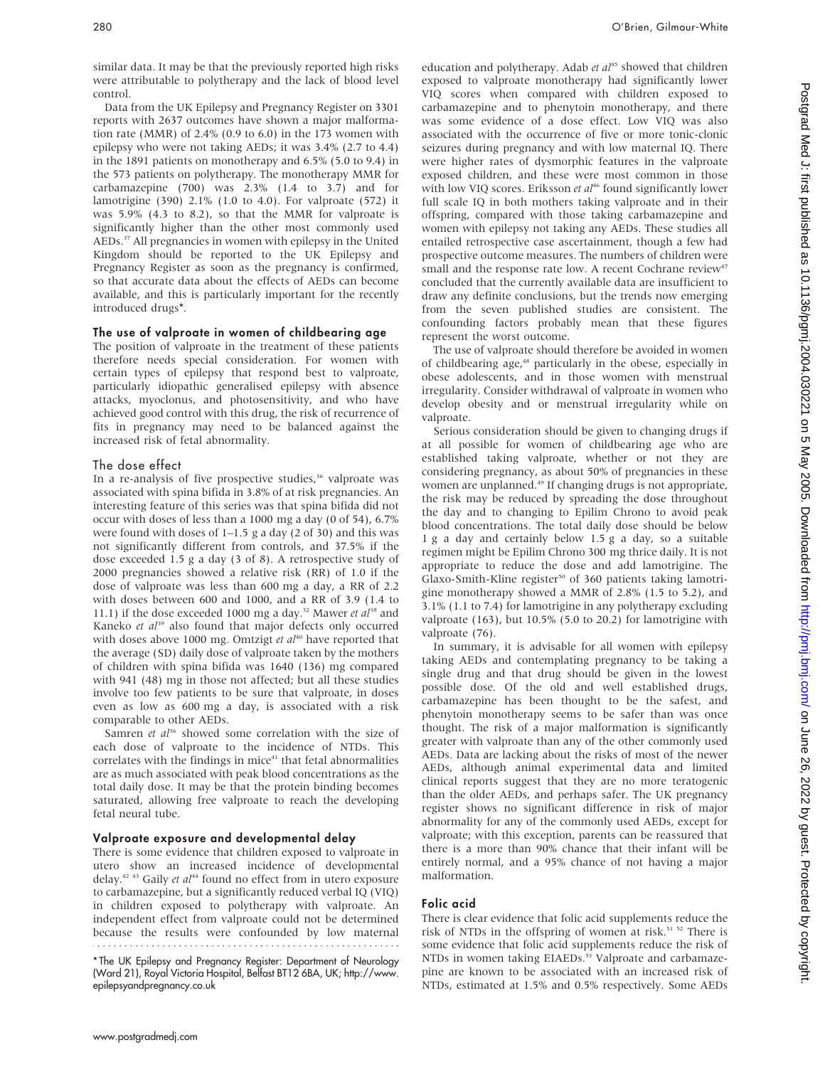similar data. It may be that the previously reported high risks were attributable to polytherapy and the lack of blood level control.

Data from the UK Epilepsy and Pregnancy Register on 3301 reports with 2637 outcomes have shown a major malformation rate (MMR) of 2.4% (0.9 to 6.0) in the 173 women with epilepsy who were not taking AEDs; it was 3.4% (2.7 to 4.4) in the 1891 patients on monotherapy and 6.5% (5.0 to 9.4) in the 573 patients on polytherapy. The monotherapy MMR for carbamazepine (700) was 2.3% (1.4 to 3.7) and for lamotrigine (390) 2.1% (1.0 to 4.0). For valproate (572) it was 5.9% (4.3 to 8.2), so that the MMR for valproate is significantly higher than the other most commonly used AEDs.[37] All pregnancies in women with epilepsy in the United Kingdom should be reported to the UK Epilepsy and Pregnancy Register as soon as the pregnancy is confirmed, so that accurate data about the effects of AEDs can become available, and this is particularly important for the recently introduced drugs*.

### The use of valproate in women of childbearing age

The position of valproate in the treatment of these patients therefore needs special consideration. For women with certain types of epilepsy that respond best to valproate, particularly idiopathic generalised epilepsy with absence attacks, myoclonus, and photosensitivity, and who have achieved good control with this drug, the risk of recurrence of fits in pregnancy may need to be balanced against the increased risk of fetal abnormality.

### The dose effect

In a re-analysis of five prospective studies,[36] valproate was associated with spina bifida in 3.8% of at risk pregnancies. An interesting feature of this series was that spina bifida did not occur with doses of less than a 1000 mg a day (0 of 54), 6.7% were found with doses of 1–1.5 g a day (2 of 30) and this was not significantly different from controls, and 37.5% if the dose exceeded 1.5 g a day (3 of 8). A retrospective study of 2000 pregnancies showed a relative risk (RR) of 1.0 if the dose of valproate was less than 600 mg a day, a RR of 2.2 with doses between 600 and 1000, and a RR of 3.9 (1.4 to 11.1) if the dose exceeded 1000 mg a day.[32] Mawer *et al*[38] and Kaneko *et al*[39] also found that major defects only occurred with doses above 1000 mg. Omtzigt *et al*[40] have reported that the average (SD) daily dose of valproate taken by the mothers of children with spina bifida was 1640 (136) mg compared with 941 (48) mg in those not affected; but all these studies involve too few patients to be sure that valproate, in doses even as low as 600 mg a day, is associated with a risk comparable to other AEDs.

Samren *et al*[36] showed some correlation with the size of each dose of valproate to the incidence of NTDs. This correlates with the findings in mice[41] that fetal abnormalities are as much associated with peak blood concentrations as the total daily dose. It may be that the protein binding becomes saturated, allowing free valproate to reach the developing fetal neural tube.

### Valproate exposure and developmental delay

There is some evidence that children exposed to valproate in utero show an increased incidence of developmental delay.[42 43] Gaily *et al*[44] found no effect from in utero exposure to carbamazepine, but a significantly reduced verbal IQ (VIQ) in children exposed to polytherapy with valproate. An independent effect from valproate could not be determined because the results were confounded by low maternal education and polytherapy. Adab *et al*[45] showed that children exposed to valproate monotherapy had significantly lower VIQ scores when compared with children exposed to carbamazepine and to phenytoin monotherapy, and there was some evidence of a dose effect. Low VIQ was also associated with the occurrence of five or more tonic-clonic seizures during pregnancy and with low maternal IQ. There were higher rates of dysmorphic features in the valproate exposed children, and these were most common in those with low VIQ scores. Eriksson *et al*[46] found significantly lower full scale IQ in both mothers taking valproate and in their offspring, compared with those taking carbamazepine and women with epilepsy not taking any AEDs. These studies all entailed retrospective case ascertainment, though a few had prospective outcome measures. The numbers of children were small and the response rate low. A recent Cochrane review[47] concluded that the currently available data are insufficient to draw any definite conclusions, but the trends now emerging from the seven published studies are consistent. The confounding factors probably mean that these figures represent the worst outcome.

The use of valproate should therefore be avoided in women of childbearing age,[48] particularly in the obese, especially in obese adolescents, and in those women with menstrual irregularity. Consider withdrawal of valproate in women who develop obesity and or menstrual irregularity while on valproate.

Serious consideration should be given to changing drugs if at all possible for women of childbearing age who are established taking valproate, whether or not they are considering pregnancy, as about 50% of pregnancies in these women are unplanned.[49] If changing drugs is not appropriate, the risk may be reduced by spreading the dose throughout the day and to changing to Epilim Chrono to avoid peak blood concentrations. The total daily dose should be below 1 g a day and certainly below 1.5 g a day, so a suitable regimen might be Epilim Chrono 300 mg thrice daily. It is not appropriate to reduce the dose and add lamotrigine. The Glaxo-Smith-Kline register[50] of 360 patients taking lamotrigine monotherapy showed a MMR of 2.8% (1.5 to 5.2), and 3.1% (1.1 to 7.4) for lamotrigine in any polytherapy excluding valproate (163), but 10.5% (5.0 to 20.2) for lamotrigine with valproate (76).

In summary, it is advisable for all women with epilepsy taking AEDs and contemplating pregnancy to be taking a single drug and that drug should be given in the lowest possible dose. Of the old and well established drugs, carbamazepine has been thought to be the safest, and phenytoin monotherapy seems to be safer than was once thought. The risk of a major malformation is significantly greater with valproate than any of the other commonly used AEDs. Data are lacking about the risks of most of the newer AEDs, although animal experimental data and limited clinical reports suggest that they are no more teratogenic than the older AEDs, and perhaps safer. The UK pregnancy register shows no significant difference in risk of major abnormality for any of the commonly used AEDs, except for valproate; with this exception, parents can be reassured that there is a more than 90% chance that their infant will be entirely normal, and a 95% chance of not having a major malformation.

## Folic acid

There is clear evidence that folic acid supplements reduce the risk of NTDs in the offspring of women at risk.[51 52] There is some evidence that folic acid supplements reduce the risk of NTDs in women taking EIAEDs.[53] Valproate and carbamazepine are known to be associated with an increased risk of NTDs, estimated at 1.5% and 0.5% respectively. Some AEDs

*The UK Epilepsy and Pregnancy Register: Department of Neurology (Ward 21), Royal Victoria Hospital, Belfast BT12 6BA, UK; http://www.epilepsyandpregnancy.co.uk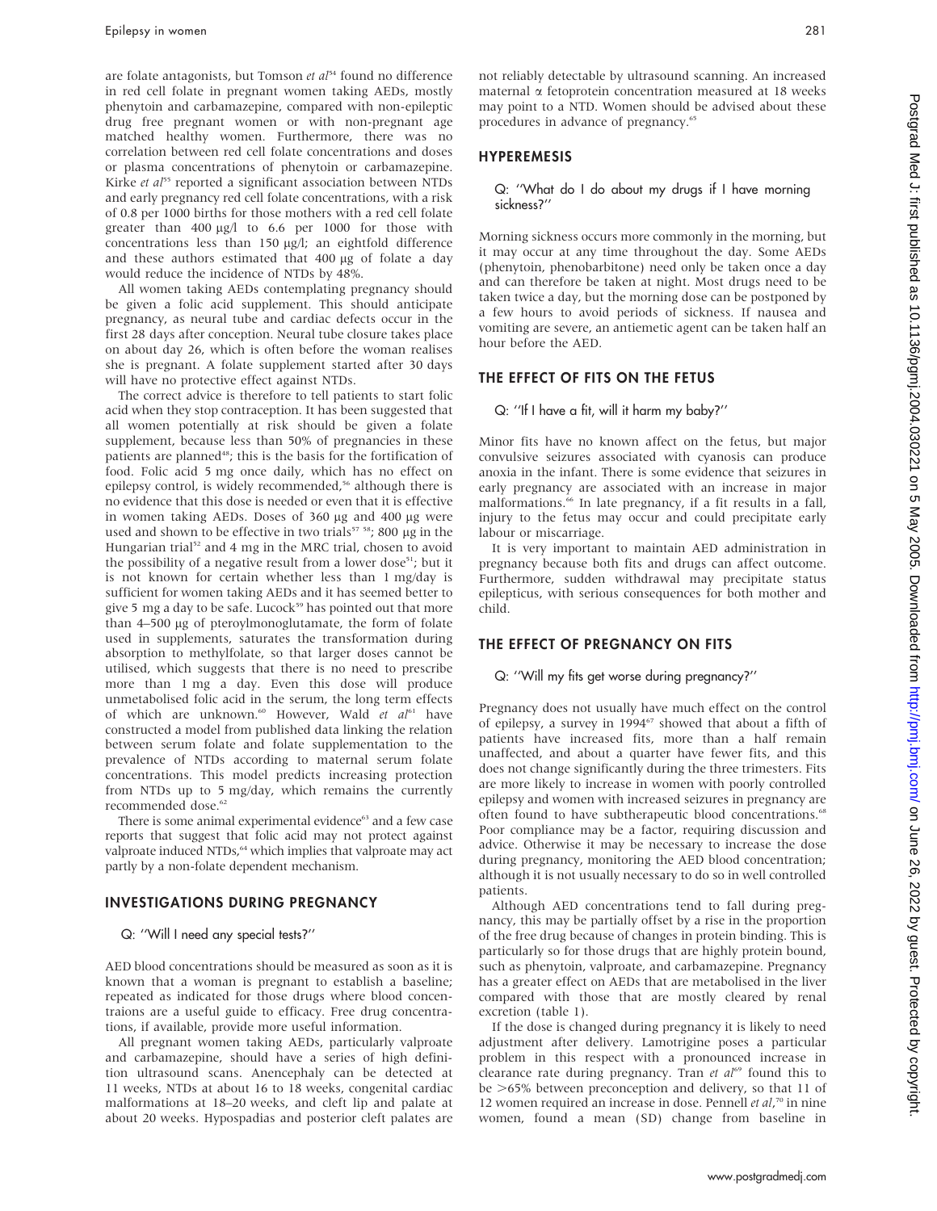are folate antagonists, but Tomson *et al*[54] found no difference in red cell folate in pregnant women taking AEDs, mostly phenytoin and carbamazepine, compared with non-epileptic drug free pregnant women or with non-pregnant age matched healthy women. Furthermore, there was no correlation between red cell folate concentrations and doses or plasma concentrations of phenytoin or carbamazepine. Kirke *et al*[55] reported a significant association between NTDs and early pregnancy red cell folate concentrations, with a risk of 0.8 per 1000 births for those mothers with a red cell folate greater than 400 µg/l to 6.6 per 1000 for those with concentrations less than 150 µg/l; an eightfold difference and these authors estimated that 400 µg of folate a day would reduce the incidence of NTDs by 48%.

All women taking AEDs contemplating pregnancy should be given a folic acid supplement. This should anticipate pregnancy, as neural tube and cardiac defects occur in the first 28 days after conception. Neural tube closure takes place on about day 26, which is often before the woman realises she is pregnant. A folate supplement started after 30 days will have no protective effect against NTDs.

The correct advice is therefore to tell patients to start folic acid when they stop contraception. It has been suggested that all women potentially at risk should be given a folate supplement, because less than 50% of pregnancies in these patients are planned[48]; this is the basis for the fortification of food. Folic acid 5 mg once daily, which has no effect on epilepsy control, is widely recommended,[56] although there is no evidence that this dose is needed or even that it is effective in women taking AEDs. Doses of 360 µg and 400 µg were used and shown to be effective in two trials[57 58]; 800 µg in the Hungarian trial[52] and 4 mg in the MRC trial, chosen to avoid the possibility of a negative result from a lower dose[51]; but it is not known for certain whether less than 1 mg/day is sufficient for women taking AEDs and it has seemed better to give 5 mg a day to be safe. Lucock[59] has pointed out that more than 4–500 µg of pteroylmonoglutamate, the form of folate used in supplements, saturates the transformation during absorption to methylfolate, so that larger doses cannot be utilised, which suggests that there is no need to prescribe more than 1 mg a day. Even this dose will produce unmetabolised folic acid in the serum, the long term effects of which are unknown.[60] However, Wald *et al*[61] have constructed a model from published data linking the relation between serum folate and folate supplementation to the prevalence of NTDs according to maternal serum folate concentrations. This model predicts increasing protection from NTDs up to 5 mg/day, which remains the currently recommended dose.[62]

There is some animal experimental evidence[63] and a few case reports that suggest that folic acid may not protect against valproate induced NTDs,[64] which implies that valproate may act partly by a non-folate dependent mechanism.

## INVESTIGATIONS DURING PREGNANCY

Q: ''Will I need any special tests?''

AED blood concentrations should be measured as soon as it is known that a woman is pregnant to establish a baseline; repeated as indicated for those drugs where blood concentraions are a useful guide to efficacy. Free drug concentrations, if available, provide more useful information.

All pregnant women taking AEDs, particularly valproate and carbamazepine, should have a series of high definition ultrasound scans. Anencephaly can be detected at 11 weeks, NTDs at about 16 to 18 weeks, congenital cardiac malformations at 18–20 weeks, and cleft lip and palate at about 20 weeks. Hypospadias and posterior cleft palates are not reliably detectable by ultrasound scanning. An increased maternal α fetoprotein concentration measured at 18 weeks may point to a NTD. Women should be advised about these procedures in advance of pregnancy.[65]

## HYPEREMESIS

Q: ''What do I do about my drugs if I have morning sickness?''

Morning sickness occurs more commonly in the morning, but it may occur at any time throughout the day. Some AEDs (phenytoin, phenobarbitone) need only be taken once a day and can therefore be taken at night. Most drugs need to be taken twice a day, but the morning dose can be postponed by a few hours to avoid periods of sickness. If nausea and vomiting are severe, an antiemetic agent can be taken half an hour before the AED.

## THE EFFECT OF FITS ON THE FETUS

Q: ''If I have a fit, will it harm my baby?''

Minor fits have no known affect on the fetus, but major convulsive seizures associated with cyanosis can produce anoxia in the infant. There is some evidence that seizures in early pregnancy are associated with an increase in major malformations.[66] In late pregnancy, if a fit results in a fall, injury to the fetus may occur and could precipitate early labour or miscarriage.

It is very important to maintain AED administration in pregnancy because both fits and drugs can affect outcome. Furthermore, sudden withdrawal may precipitate status epilepticus, with serious consequences for both mother and child.

## THE EFFECT OF PREGNANCY ON FITS

Q: ''Will my fits get worse during pregnancy?''

Pregnancy does not usually have much effect on the control of epilepsy, a survey in 1994[67] showed that about a fifth of patients have increased fits, more than a half remain unaffected, and about a quarter have fewer fits, and this does not change significantly during the three trimesters. Fits are more likely to increase in women with poorly controlled epilepsy and women with increased seizures in pregnancy are often found to have subtherapeutic blood concentrations.[68] Poor compliance may be a factor, requiring discussion and advice. Otherwise it may be necessary to increase the dose during pregnancy, monitoring the AED blood concentration; although it is not usually necessary to do so in well controlled patients.

Although AED concentrations tend to fall during pregnancy, this may be partially offset by a rise in the proportion of the free drug because of changes in protein binding. This is particularly so for those drugs that are highly protein bound, such as phenytoin, valproate, and carbamazepine. Pregnancy has a greater effect on AEDs that are metabolised in the liver compared with those that are mostly cleared by renal excretion (table 1).

If the dose is changed during pregnancy it is likely to need adjustment after delivery. Lamotrigine poses a particular problem in this respect with a pronounced increase in clearance rate during pregnancy. Tran *et al*[69] found this to be >65% between preconception and delivery, so that 11 of 12 women required an increase in dose. Pennell *et al*,[70] in nine women, found a mean (SD) change from baseline in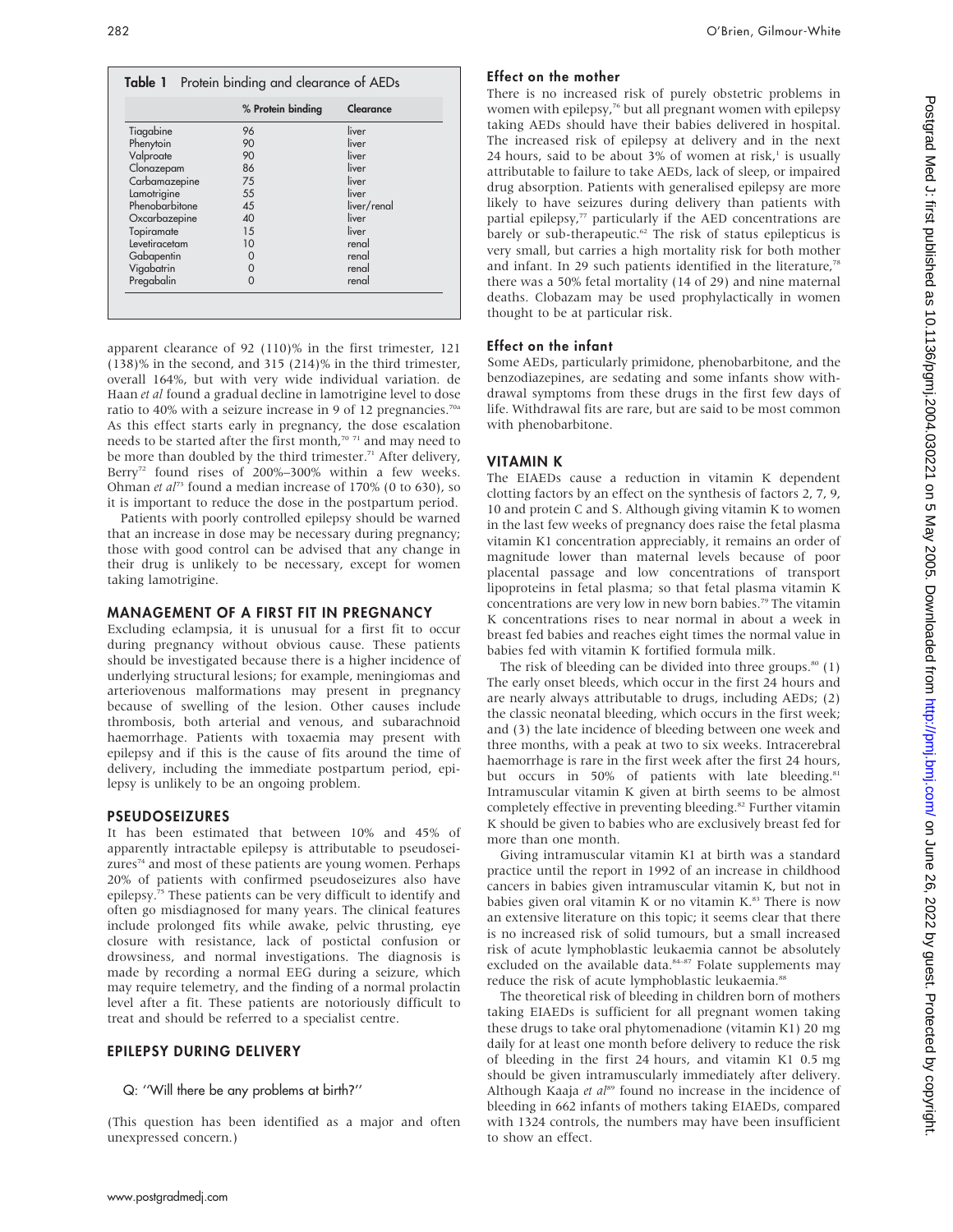**Table 1** Protein binding and clearance of AEDs

| | % Protein binding | Clearance |
|---|---|---|
| Tiagabine | 96 | liver |
| Phenytoin | 90 | liver |
| Valproate | 90 | liver |
| Clonazepam | 86 | liver |
| Carbamazepine | 75 | liver |
| Lamotrigine | 55 | liver |
| Phenobarbitone | 45 | liver/renal |
| Oxcarbazepine | 40 | liver |
| Topiramate | 15 | liver |
| Levetiracetam | 10 | renal |
| Gabapentin | 0 | renal |
| Vigabatrin | 0 | renal |
| Pregabalin | 0 | renal |

apparent clearance of 92 (110)% in the first trimester, 121 (138)% in the second, and 315 (214)% in the third trimester, overall 164%, but with very wide individual variation. de Haan *et al* found a gradual decline in lamotrigine level to dose ratio to 40% with a seizure increase in 9 of 12 pregnancies.[70a] As this effect starts early in pregnancy, the dose escalation needs to be started after the first month,[70 71] and may need to be more than doubled by the third trimester.[71] After delivery, Berry[72] found rises of 200%–300% within a few weeks. Ohman *et al*[73] found a median increase of 170% (0 to 630), so it is important to reduce the dose in the postpartum period.

Patients with poorly controlled epilepsy should be warned that an increase in dose may be necessary during pregnancy; those with good control can be advised that any change in their drug is unlikely to be necessary, except for women taking lamotrigine.

## MANAGEMENT OF A FIRST FIT IN PREGNANCY

Excluding eclampsia, it is unusual for a first fit to occur during pregnancy without obvious cause. These patients should be investigated because there is a higher incidence of underlying structural lesions; for example, meningiomas and arteriovenous malformations may present in pregnancy because of swelling of the lesion. Other causes include thrombosis, both arterial and venous, and subarachnoid haemorrhage. Patients with toxaemia may present with epilepsy and if this is the cause of fits around the time of delivery, including the immediate postpartum period, epilepsy is unlikely to be an ongoing problem.

## PSEUDOSEIZURES

It has been estimated that between 10% and 45% of apparently intractable epilepsy is attributable to pseudoseizures[74] and most of these patients are young women. Perhaps 20% of patients with confirmed pseudoseizures also have epilepsy.[75] These patients can be very difficult to identify and often go misdiagnosed for many years. The clinical features include prolonged fits while awake, pelvic thrusting, eye closure with resistance, lack of postictal confusion or drowsiness, and normal investigations. The diagnosis is made by recording a normal EEG during a seizure, which may require telemetry, and the finding of a normal prolactin level after a fit. These patients are notoriously difficult to treat and should be referred to a specialist centre.

## EPILEPSY DURING DELIVERY

Q: "Will there be any problems at birth?"

(This question has been identified as a major and often unexpressed concern.)

### Effect on the mother

There is no increased risk of purely obstetric problems in women with epilepsy,[76] but all pregnant women with epilepsy taking AEDs should have their babies delivered in hospital. The increased risk of epilepsy at delivery and in the next 24 hours, said to be about 3% of women at risk,[1] is usually attributable to failure to take AEDs, lack of sleep, or impaired drug absorption. Patients with generalised epilepsy are more likely to have seizures during delivery than patients with partial epilepsy,[77] particularly if the AED concentrations are barely or sub-therapeutic.[62] The risk of status epilepticus is very small, but carries a high mortality risk for both mother and infant. In 29 such patients identified in the literature,[78] there was a 50% fetal mortality (14 of 29) and nine maternal deaths. Clobazam may be used prophylactically in women thought to be at particular risk.

### Effect on the infant

Some AEDs, particularly primidone, phenobarbitone, and the benzodiazepines, are sedating and some infants show withdrawal symptoms from these drugs in the first few days of life. Withdrawal fits are rare, but are said to be most common with phenobarbitone.

## VITAMIN K

The EIAEDs cause a reduction in vitamin K dependent clotting factors by an effect on the synthesis of factors 2, 7, 9, 10 and protein C and S. Although giving vitamin K to women in the last few weeks of pregnancy does raise the fetal plasma vitamin K1 concentration appreciably, it remains an order of magnitude lower than maternal levels because of poor placental passage and low concentrations of transport lipoproteins in fetal plasma; so that fetal plasma vitamin K concentrations are very low in new born babies.[79] The vitamin K concentrations rises to near normal in about a week in breast fed babies and reaches eight times the normal value in babies fed with vitamin K fortified formula milk.

The risk of bleeding can be divided into three groups.[80] (1) The early onset bleeds, which occur in the first 24 hours and are nearly always attributable to drugs, including AEDs; (2) the classic neonatal bleeding, which occurs in the first week; and (3) the late incidence of bleeding between one week and three months, with a peak at two to six weeks. Intracerebral haemorrhage is rare in the first week after the first 24 hours, but occurs in 50% of patients with late bleeding.[81] Intramuscular vitamin K given at birth seems to be almost completely effective in preventing bleeding.[82] Further vitamin K should be given to babies who are exclusively breast fed for more than one month.

Giving intramuscular vitamin K1 at birth was a standard practice until the report in 1992 of an increase in childhood cancers in babies given intramuscular vitamin K, but not in babies given oral vitamin K or no vitamin K.[83] There is now an extensive literature on this topic; it seems clear that there is no increased risk of solid tumours, but a small increased risk of acute lymphoblastic leukaemia cannot be absolutely excluded on the available data.[84–87] Folate supplements may reduce the risk of acute lymphoblastic leukaemia.[88]

The theoretical risk of bleeding in children born of mothers taking EIAEDs is sufficient for all pregnant women taking these drugs to take oral phytomenadione (vitamin K1) 20 mg daily for at least one month before delivery to reduce the risk of bleeding in the first 24 hours, and vitamin K1 0.5 mg should be given intramuscularly immediately after delivery. Although Kaaja *et al*[89] found no increase in the incidence of bleeding in 662 infants of mothers taking EIAEDs, compared with 1324 controls, the numbers may have been insufficient to show an effect.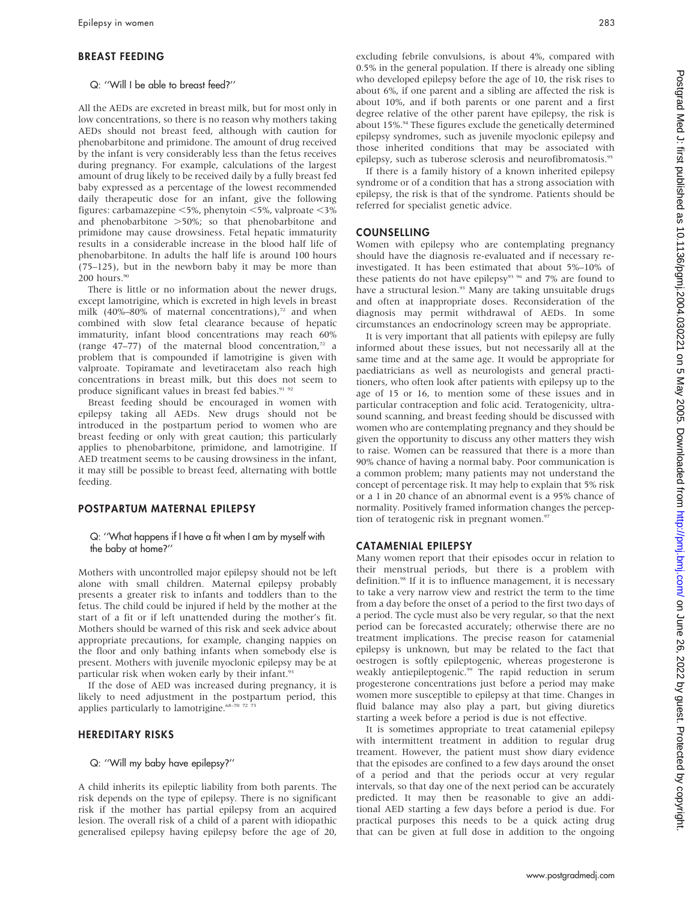## BREAST FEEDING

### Q: "Will I be able to breast feed?"

All the AEDs are excreted in breast milk, but for most only in low concentrations, so there is no reason why mothers taking AEDs should not breast feed, although with caution for phenobarbitone and primidone. The amount of drug received by the infant is very considerably less than the fetus receives during pregnancy. For example, calculations of the largest amount of drug likely to be received daily by a fully breast fed baby expressed as a percentage of the lowest recommended daily therapeutic dose for an infant, give the following figures: carbamazepine <5%, phenytoin <5%, valproate <3% and phenobarbitone >50%; so that phenobarbitone and primidone may cause drowsiness. Fetal hepatic immaturity results in a considerable increase in the blood half life of phenobarbitone. In adults the half life is around 100 hours (75–125), but in the newborn baby it may be more than 200 hours.[90]

There is little or no information about the newer drugs, except lamotrigine, which is excreted in high levels in breast milk (40%–80% of maternal concentrations),[72] and when combined with slow fetal clearance because of hepatic immaturity, infant blood concentrations may reach 60% (range 47–77) of the maternal blood concentration,[72] a problem that is compounded if lamotrigine is given with valproate. Topiramate and levetiracetam also reach high concentrations in breast milk, but this does not seem to produce significant values in breast fed babies.[91 92]

Breast feeding should be encouraged in women with epilepsy taking all AEDs. New drugs should not be introduced in the postpartum period to women who are breast feeding or only with great caution; this particularly applies to phenobarbitone, primidone, and lamotrigine. If AED treatment seems to be causing drowsiness in the infant, it may still be possible to breast feed, alternating with bottle feeding.

## POSTPARTUM MATERNAL EPILEPSY

### Q: "What happens if I have a fit when I am by myself with the baby at home?"

Mothers with uncontrolled major epilepsy should not be left alone with small children. Maternal epilepsy probably presents a greater risk to infants and toddlers than to the fetus. The child could be injured if held by the mother at the start of a fit or if left unattended during the mother's fit. Mothers should be warned of this risk and seek advice about appropriate precautions, for example, changing nappies on the floor and only bathing infants when somebody else is present. Mothers with juvenile myoclonic epilepsy may be at particular risk when woken early by their infant.[93]

If the dose of AED was increased during pregnancy, it is likely to need adjustment in the postpartum period, this applies particularly to lamotrigine.[68–70 72 73]

## HEREDITARY RISKS

### Q: "Will my baby have epilepsy?"

A child inherits its epileptic liability from both parents. The risk depends on the type of epilepsy. There is no significant risk if the mother has partial epilepsy from an acquired lesion. The overall risk of a child of a parent with idiopathic generalised epilepsy having epilepsy before the age of 20, excluding febrile convulsions, is about 4%, compared with 0.5% in the general population. If there is already one sibling who developed epilepsy before the age of 10, the risk rises to about 6%, if one parent and a sibling are affected the risk is about 10%, and if both parents or one parent and a first degree relative of the other parent have epilepsy, the risk is about 15%.[94] These figures exclude the genetically determined epilepsy syndromes, such as juvenile myoclonic epilepsy and those inherited conditions that may be associated with epilepsy, such as tuberose sclerosis and neurofibromatosis.[95]

If there is a family history of a known inherited epilepsy syndrome or of a condition that has a strong association with epilepsy, the risk is that of the syndrome. Patients should be referred for specialist genetic advice.

## COUNSELLING

Women with epilepsy who are contemplating pregnancy should have the diagnosis re-evaluated and if necessary re-investigated. It has been estimated that about 5%–10% of these patients do not have epilepsy[93 96] and 7% are found to have a structural lesion.[93] Many are taking unsuitable drugs and often at inappropriate doses. Reconsideration of the diagnosis may permit withdrawal of AEDs. In some circumstances an endocrinology screen may be appropriate.

It is very important that all patients with epilepsy are fully informed about these issues, but not necessarily all at the same time and at the same age. It would be appropriate for paediatricians as well as neurologists and general practitioners, who often look after patients with epilepsy up to the age of 15 or 16, to mention some of these issues and in particular contraception and folic acid. Teratogenicity, ultrasound scanning, and breast feeding should be discussed with women who are contemplating pregnancy and they should be given the opportunity to discuss any other matters they wish to raise. Women can be reassured that there is a more than 90% chance of having a normal baby. Poor communication is a common problem; many patients may not understand the concept of percentage risk. It may help to explain that 5% risk or a 1 in 20 chance of an abnormal event is a 95% chance of normality. Positively framed information changes the perception of teratogenic risk in pregnant women.[97]

## CATAMENIAL EPILEPSY

Many women report that their episodes occur in relation to their menstrual periods, but there is a problem with definition.[98] If it is to influence management, it is necessary to take a very narrow view and restrict the term to the time from a day before the onset of a period to the first two days of a period. The cycle must also be very regular, so that the next period can be forecasted accurately; otherwise there are no treatment implications. The precise reason for catamenial epilepsy is unknown, but may be related to the fact that oestrogen is softly epileptogenic, whereas progesterone is weakly antiepileptogenic.[99] The rapid reduction in serum progesterone concentrations just before a period may make women more susceptible to epilepsy at that time. Changes in fluid balance may also play a part, but giving diuretics starting a week before a period is due is not effective.

It is sometimes appropriate to treat catamenial epilepsy with intermittent treatment in addition to regular drug treament. However, the patient must show diary evidence that the episodes are confined to a few days around the onset of a period and that the periods occur at very regular intervals, so that day one of the next period can be accurately predicted. It may then be reasonable to give an additional AED starting a few days before a period is due. For practical purposes this needs to be a quick acting drug that can be given at full dose in addition to the ongoing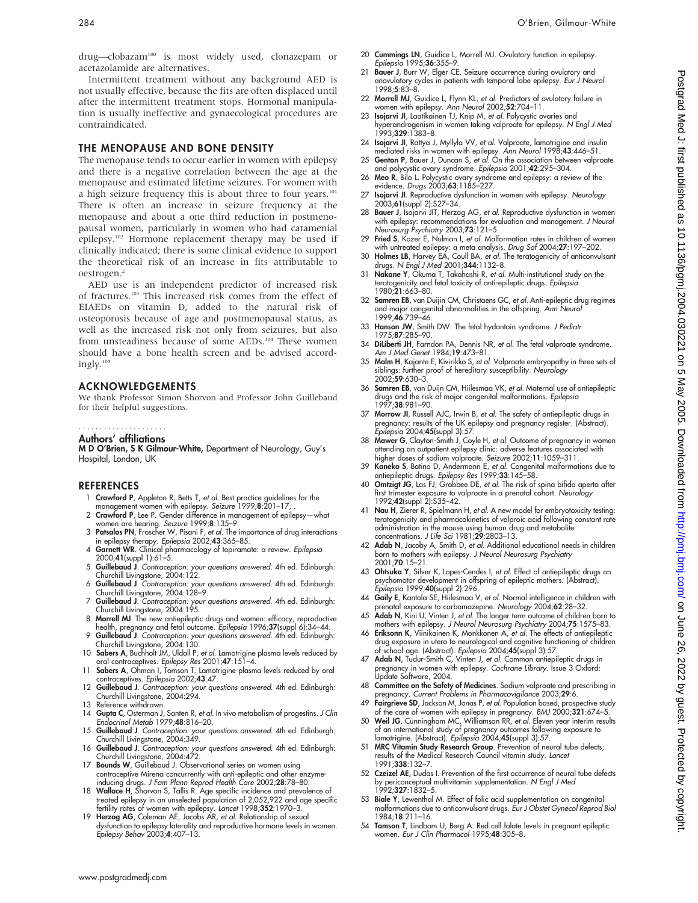drug—clobazam[100] is most widely used, clonazepam or acetazolamide are alternatives.

Intermittent treatment without any background AED is not usually effective, because the fits are often displaced until after the intermittent treatment stops. Hormonal manipulation is usually ineffective and gynaecological procedures are contraindicated.

## THE MENOPAUSE AND BONE DENSITY

The menopause tends to occur earlier in women with epilepsy and there is a negative correlation between the age at the menopause and estimated lifetime seizures. For women with a high seizure frequency this is about three to four years.[101] There is often an increase in seizure frequency at the menopause and about a one third reduction in postmenopausal women, particularly in women who had catamenial epilepsy.[102] Hormone replacement therapy may be used if clinically indicated; there is some clinical evidence to support the theoretical risk of an increase in fits attributable to oestrogen.[2]

AED use is an independent predictor of increased risk of fractures.[103] This increased risk comes from the effect of EIAEDs on vitamin D, added to the natural risk of osteoporosis because of age and postmenopausal status, as well as the increased risk not only from seizures, but also from unsteadiness because of some AEDs.[104] These women should have a bone health screen and be advised accordingly.[105]

## ACKNOWLEDGEMENTS

We thank Professor Simon Shorvon and Professor John Guillebaud for their helpful suggestions.

### Authors' affiliations

**M D O'Brien, S K Gilmour-White,** Department of Neurology, Guy's Hospital, London, UK

## REFERENCES

1. **Crawford P**, Appleton R, Betts T, *et al.* Best practice guidelines for the management women with epilepsy. *Seizure* 1999;**8**:201–17, .
2. **Crawford P**, Lee P. Gender difference in management of epilepsy—what women are hearing. *Seizure* 1999;**8**:135–9.
3. **Patsalos PN**, Froscher W, Pisani F, *et al.* The importance of drug interactions in epilepsy therapy. *Epilepsia* 2002;**43**:365–85.
4. **Garnett WR**. Clinical pharmacology of topiramate: a review. *Epilepsia* 2000;**41**(suppl 1):61–5.
5. **Guillebaud J**. *Contraception: your questions answered.* 4th ed. Edinburgh: Churchill Livingstone, 2004:122.
6. **Guillebaud J**. *Contraception: your questions answered.* 4th ed. Edinburgh: Churchill Livingstone, 2004:128–9.
7. **Guillebaud J**. *Contraception: your questions answered.* 4th ed. Edinburgh: Churchill Livingstone, 2004:195.
8. **Morrell MJ**. The new antiepileptic drugs and women: efficacy, reproductive health, pregnancy and fetal outcome. *Epilepsia* 1996;**37**(suppl 6):34–44.
9. **Guillebaud J**. *Contraception: your questions answered.* 4th ed. Edinburgh: Churchill Livingstone, 2004:130.
10. **Sabers A**, Buchholt JM, Uldall P, *et al.* Lamotrigine plasma levels reduced by oral contraceptives. *Epilepsy Res* 2001;**47**:151–4.
11. **Sabers A**, Ohman I, Tomson T. Lamotrigine plasma levels reduced by oral contraceptives. *Epilepsia* 2002;**43**:47.
12. **Guillebaud J**. *Contraception: your questions answered.* 4th ed. Edinburgh: Churchill Livingstone, 2004:294.
13. Reference withdrawn.
14. **Gupta C**, Osterman J, Santen R, *et al.* In vivo metabolism of progestins. *J Clin Endocrinol Metab* 1979;**48**:816–20.
15. **Guillebaud J**. *Contraception: your questions answered.* 4th ed. Edinburgh: Churchill Livingstone, 2004:349.
16. **Guillebaud J**. *Contraception: your questions answered.* 4th ed. Edinburgh: Churchill Livingstone, 2004:472.
17. **Bounds W**, Guillebaud J. Observational series on women using contraceptive Mirena concurrently with anti-epileptic and other enzyme-inducing drugs. *J Fam Plann Reprod Health Care* 2002;**28**:78–80.
18. **Wallace H**, Shorvon S, Tallis R. Age specific incidence and prevalence of treated epilepsy in an unselected population of 2,052,922 and age specific fertility rates of women with epilepsy. *Lancet* 1998;**352**:1970–3.
19. **Herzog AG**, Coleman AE, Jacobs AR, *et al.* Relationship of sexual dysfunction to epilepsy laterality and reproductive hormone levels in women. *Epilepsy Behav* 2003;**4**:407–13.
20. **Cummings LN**, Guidice L, Morrell MJ. Ovulatory function in epilepsy. *Epilepsia* 1995;**36**:355–9.
21. **Bauer J**, Burr W, Elger CE. Seizure occurrence during ovulatory and anovulatory cycles in patients with temporal lobe epilepsy. *Eur J Neurol* 1998;**5**:83–8.
22. **Morrell MJ**, Guidice L, Flynn KL, *et al.* Predictors of ovulatory failure in women with epilepsy. *Ann Neurol* 2002;**52**:704–11.
23. **Isojarvi JI**, Laatikainen TJ, Knip M, *et al.* Polycystic ovaries and hyperandrogenism in women taking valproate for epilepsy. *N Engl J Med* 1993;**329**:1383–8.
24. **Isojarvi JI**, Rattya J, Myllyla VV, *et al.* Valproate, lamotrigine and insulin mediated risks in women with epilepsy. *Ann Neurol* 1998;**43**:446–51.
25. **Genton P**, Bauer J, Duncan S, *et al.* On the association between valproate and polycystic ovary syndrome. *Epilepsia* 2001;**42**:295–304.
26. **Meo R**, Bilo L. Polycystic ovary syndrome and epilepsy: a review of the evidence. *Drugs* 2003;**63**:1185–227.
27. **Isojarvi JI**. Reproductive dysfunction in women with epilepsy. *Neurology* 2003;**61**(suppl 2):S27–34.
28. **Bauer J**, Isojarvi JIT, Herzog AG, *et al.* Reproductive dysfunction in women with epilepsy: recommendations for evaluation and management. *J Neurol Neurosurg Psychiatry* 2003;**73**:121–5.
29. **Fried S**, Kozer E, Nulman I, *et al.* Malformation rates in children of women with untreated epilepsy: a meta analysis. *Drug Saf* 2004;**27**:197–202.
30. **Holmes LB**, Harvey EA, Coull BA, *et al.* The teratogenicity of anticonvulsant drugs. *N Engl J Med* 2001;**344**:1132–8.
31. **Nakane Y**, Okuma T, Takahashi R, *et al.* Multi-institutional study on the teratogenicity and fetal toxicity of anti-epileptic drugs. *Epilepsia* 1980;**21**:663–80.
32. **Samren EB**, van Duijn CM, Christaens GC, *et al.* Anti-epileptic drug regimes and major congenital abnormalities in the offspring. *Ann Neurol* 1999;**46**:739–46.
33. **Hanson JW**, Smith DW. The fetal hydantoin syndrome. *J Pediatr* 1975;**87**:285–90.
34. **DiLiberti JH**, Farndon PA, Dennis NR, *et al.* The fetal valproate syndrome. *Am J Med Genet* 1984;**19**:473–81.
35. **Malm H**, Kajante E, Kivirikko S, *et al.* Valproate embryopathy in three sets of siblings: further proof of hereditary susceptibility. *Neurology* 2002;**59**:630–3.
36. **Samren EB**, van Duijn CM, Hiilesmaa VK, *et al.* Maternal use of antiepileptic drugs and the risk of major congenital malformations. *Epilepsia* 1997;**38**:981–90.
37. **Morrow JI**, Russell AJC, Irwin B, *et al.* The safety of antiepileptic drugs in pregnancy: results of the UK epilepsy and pregnancy register. (Abstract). *Epilepsia* 2004;**45**(suppl 3):57.
38. **Mawer G**, Clayton-Smith J, Coyle H, *et al.* Outcome of pregnancy in women attending an outpatient epilepsy clinic: adverse features associated with higher doses of sodium valproate. *Seizure* 2002;**11**:1059–311.
39. **Kaneko S**, Batino D, Andermann E, *et al.* Congenital malformations due to antiepileptic drugs. *Epilepsy Res* 1999;**33**:145–58.
40. **Omtzigt JG**, Las FJ, Grobbee DE, *et al.* The risk of spina bifida aperta after first trimester exposure to valproate in a prenatal cohort. *Neurology* 1992;**42**(suppl 2):S35–42.
41. **Nau H**, Zierer R, Spielmann H, *et al.* A new model for embryotoxicity testing: teratogenicity and pharmacokinetics of valproic acid following constant rate administration in the mouse using human drug and metabolite concentrations. *J Life Sci* 1981;**29**:2803–13.
42. **Adab N**, Jacoby A, Smith D, *et al.* Additional educational needs in children born to mothers with epilepsy. *J Neurol Neurosurg Psychiatry* 2001;**70**:15–21.
43. **Ohtsuka Y**, Silver K, Lopes-Cendes I, *et al.* Effect of antiepileptic drugs on psychomotor development in offspring of epileptic mothers. (Abstract). *Epilepsia* 1999;**40**(suppl 2):296.
44. **Gaily E**, Kantola SE, Hiilesmaa V, *et al.* Normal intelligence in children with prenatal exposure to carbamazepine. *Neurology* 2004;**62**:28–32.
45. **Adab N**, Kini U, Vinten J, *et al.* The longer term outcome of children born to mothers with epilepsy. *J Neurol Neurosurg Psychiatry* 2004;**75**:1575–83.
46. **Eriksonn K**, Viinikainen K, Monkkonen A, *et al.* The effects of antiepileptic drug exposure in utero to neurological and cognitive functioning of children of school age. (Abstract). *Epilepsia* 2004;**45**(suppl 3):57.
47. **Adab N**, Tudur-Smith C, Vinten J, *et al.* Common antiepileptic drugs in pregnancy in women with epilepsy. *Cochrane Library*. Issue 3 Oxford: Update Software, 2004.
48. **Committee on the Safety of Medicines**. Sodium valproate and prescribing in pregnancy. *Current Problems in Pharmacovigilance* 2003;**29**:6.
49. **Fairgrieve SD**, Jackson M, Jonas P, *et al.* Population based, prospective study of the care of women with epilepsy in pregnancy. *BMJ* 2000;**321**:674–5.
50. **Weil JG**, Cunningham MC, Williamson RR, *et al.* Eleven year interim results of an international study of pregnancy outcomes following exposure to lamotrigine. (Abstract). *Epilepsia* 2004;**45**(suppl 3):57.
51. **MRC Vitamin Study Research Group**. Prevention of neural tube defects; results of the Medical Research Council vitamin study. *Lancet* 1991;**338**:132–7.
52. **Czeizel AE**, Dudas I. Prevention of the first occurrence of neural tube defects by periconceptual multivitamin supplementation. *N Engl J Med* 1992;**327**:1832–5.
53. **Biale Y**, Lewenthal M. Effect of folic acid supplementation on congenital malformations due to anticonvulsant drugs. *Eur J Obstet Gynecol Reprod Biol* 1984;**18**:211–16.
54. **Tomson T**, Lindbom U, Berg A. Red cell folate levels in pregnant epileptic women. *Eur J Clin Pharmacol* 1995;**48**:305–8.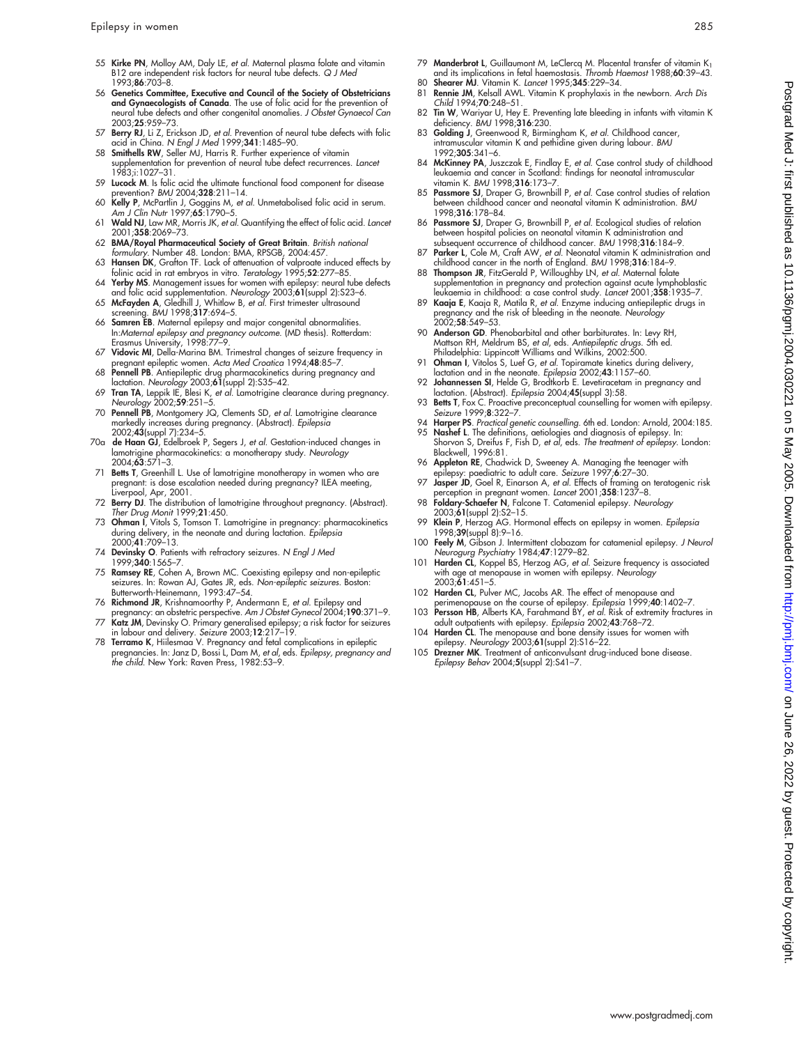55 **Kirke PN**, Molloy AM, Daly LE, *et al*. Maternal plasma folate and vitamin B12 are independent risk factors for neural tube defects. *Q J Med* 1993;**86**:703–8.

56 **Genetics Committee, Executive and Council of the Society of Obstetricians and Gynaecologists of Canada**. The use of folic acid for the prevention of neural tube defects and other congenital anomalies. *J Obstet Gynaecol Can* 2003;**25**:959–73.

57 **Berry RJ**, Li Z, Erickson JD, *et al*. Prevention of neural tube defects with folic acid in China. *N Engl J Med* 1999;**341**:1485–90.

58 **Smithells RW**, Seller MJ, Harris R. Further experience of vitamin supplementation for prevention of neural tube defect recurrences. *Lancet* 1983;i:1027–31.

59 **Lucock M**. Is folic acid the ultimate functional food component for disease prevention? *BMJ* 2004;**328**:211–14.

60 **Kelly P**, McPartlin J, Goggins M, *et al*. Unmetabolised folic acid in serum. *Am J Clin Nutr* 1997;**65**:1790–5.

61 **Wald NJ**, Law MR, Morris JK, *et al*. Quantifying the effect of folic acid. *Lancet* 2001;**358**:2069–73.

62 **BMA/Royal Pharmaceutical Society of Great Britain**. *British national formulary*. Number 48. London: BMA, RPSGB, 2004:457.

63 **Hansen DK**, Grafton TF. Lack of attenuation of valproate induced effects by folinic acid in rat embryos in vitro. *Teratology* 1995;**52**:277–85.

64 **Yerby MS**. Management issues for women with epilepsy: neural tube defects and folic acid supplementation. *Neurology* 2003;**61**(suppl 2):S23–6.

65 **McFayden A**, Gledhill J, Whitlow B, *et al*. First trimester ultrasound screening. *BMJ* 1998;**317**:694–5.

66 **Samren EB**. Maternal epilepsy and major congenital abnormalities. In:*Maternal epilepsy and pregnancy outcome.* (MD thesis). Rotterdam: Erasmus University, 1998:77–9.

67 **Vidovic MI**, Della-Marina BM. Trimestral changes of seizure frequency in pregnant epileptic women. *Acta Med Croatica* 1994;**48**:85–7.

68 **Pennell PB**. Antiepileptic drug pharmacokinetics during pregnancy and lactation. *Neurology* 2003;**61**(suppl 2):S35–42.

69 **Tran TA**, Leppik IE, Blesi K, *et al*. Lamotrigine clearance during pregnancy. *Neurology* 2002;**59**:251–5.

70 **Pennell PB**, Montgomery JQ, Clements SD, *et al*. Lamotrigine clearance markedly increases during pregnancy. (Abstract). *Epilepsia* 2002;**43**(suppl 7):234–5.

70a **de Haan GJ**, Edelbroek P, Segers J, *et al*. Gestation-induced changes in lamotrigine pharmacokinetics: a monotherapy study. *Neurology* 2004;**63**:571–3.

71 **Betts T**, Greenhill L. Use of lamotrigine monotherapy in women who are pregnant: is dose escalation needed during pregnancy? ILEA meeting, Liverpool, Apr, 2001.

72 **Berry DJ**. The distribution of lamotrigine throughout pregnancy. (Abstract). *Ther Drug Monit* 1999;**21**:450.

73 **Ohman I**, Vitols S, Tomson T. Lamotrigine in pregnancy: pharmacokinetics during delivery, in the neonate and during lactation. *Epilepsia* 2000;**41**:709–13.

74 **Devinsky O**. Patients with refractory seizures. *N Engl J Med* 1999;**340**:1565–7.

75 **Ramsey RE**, Cohen A, Brown MC. Coexisting epilepsy and non-epileptic seizures. In: Rowan AJ, Gates JR, eds. *Non-epileptic seizures*. Boston: Butterworth-Heinemann, 1993:47–54.

76 **Richmond JR**, Krishnamoorthy P, Andermann E, *et al*. Epilepsy and pregnancy: an obstetric perspective. *Am J Obstet Gynecol* 2004;**190**:371–9.

77 **Katz JM**, Devinsky O. Primary generalised epilepsy; a risk factor for seizures in labour and delivery. *Seizure* 2003;**12**:217–19.

78 **Terramo K**, Hiilesmaa V. Pregnancy and fetal complications in epileptic pregnancies. In: Janz D, Bossi L, Dam M, *et al*, eds. *Epilepsy, pregnancy and the child*. New York: Raven Press, 1982:53–9.

79 **Manderbrot L**, Guillaumont M, LeClercq M. Placental transfer of vitamin $K_1$ and its implications in fetal haemostasis. *Thromb Haemost* 1988;**60**:39–43.

80 **Shearer MJ**. Vitamin K. *Lancet* 1995;**345**:229–34.

81 **Rennie JM**, Kelsall AWL. Vitamin K prophylaxis in the newborn. *Arch Dis Child* 1994;**70**:248–51.

82 **Tin W**, Wariyar U, Hey E. Preventing late bleeding in infants with vitamin K deficiency. *BMJ* 1998;**316**:230.

83 **Golding J**, Greenwood R, Birmingham K, *et al*. Childhood cancer, intramuscular vitamin K and pethidine given during labour. *BMJ* 1992;**305**:341–6.

84 **McKinney PA**, Juszczak E, Findlay E, *et al*. Case control study of childhood leukaemia and cancer in Scotland: findings for neonatal intramuscular vitamin K. *BMJ* 1998;**316**:173–7.

85 **Passmore SJ**, Draper G, Brownbill P, *et al*. Case control studies of relation between childhood cancer and neonatal vitamin K administration. *BMJ* 1998;**316**:178–84.

86 **Passmore SJ**, Draper G, Brownbill P, *et al*. Ecological studies of relation between hospital policies on neonatal vitamin K administration and subsequent occurrence of childhood cancer. *BMJ* 1998;**316**:184–9.

87 **Parker L**, Cole M, Craft AW, *et al*. Neonatal vitamin K administration and childhood cancer in the north of England. *BMJ* 1998;**316**:184–9.

88 **Thompson JR**, FitzGerald P, Willoughby LN, *et al*. Maternal folate supplementation in pregnancy and protection against acute lymphoblastic leukaemia in childhood: a case control study. *Lancet* 2001;**358**:1935–7.

89 **Kaaja E**, Kaaja R, Matila R, *et al*. Enzyme inducing antiepileptic drugs in pregnancy and the risk of bleeding in the neonate. *Neurology* 2002;**58**:549–53.

90 **Anderson GD**. Phenobarbital and other barbiturates. In: Levy RH, Mattson RH, Meldrum BS, *et al*, eds. *Antiepileptic drugs*. 5th ed. Philadelphia: Lippincott Williams and Wilkins, 2002:500.

91 **Ohman I**, Vitolos S, Luef G, *et al*. Topiramate kinetics during delivery, lactation and in the neonate. *Epilepsia* 2002;**43**:1157–60.

92 **Johannessen SI**, Helde G, Brodtkorb E. Levetiracetam in pregnancy and lactation. (Abstract). *Epilepsia* 2004;**45**(suppl 3):58.

93 **Betts T**, Fox C. Proactive preconceptual counselling for women with epilepsy. *Seizure* 1999;**8**:322–7.

94 **Harper PS**. *Practical genetic counselling*. 6th ed. London: Arnold, 2004:185.

95 **Nashef L**. The definitions, aetiologies and diagnosis of epilepsy. In: Shorvon S, Dreifus F, Fish D, *et al*, eds. *The treatment of epilepsy*. London: Blackwell, 1996:81.

96 **Appleton RE**, Chadwick D, Sweeney A. Managing the teenager with epilepsy: paediatric to adult care. *Seizure* 1997;**6**:27–30.

97 **Jasper JD**, Goel R, Einarson A, *et al*. Effects of framing on teratogenic risk perception in pregnant women. *Lancet* 2001;**358**:1237–8.

98 **Foldary-Schaefer N**, Falcone T. Catamenial epilepsy. *Neurology* 2003;**61**(suppl 2):S2–15.

99 **Klein P**, Herzog AG. Hormonal effects on epilepsy in women. *Epilepsia* 1998;**39**(suppl 8):9–16.

100 **Feely M**, Gibson J. Intermittent clobazam for catamenial epilepsy. *J Neurol Neurogurg Psychiatry* 1984;**47**:1279–82.

101 **Harden CL**, Koppel BS, Herzog AG, *et al*. Seizure frequency is associated with age at menopause in women with epilepsy. *Neurology* 2003;**61**:451–5.

102 **Harden CL**, Pulver MC, Jacobs AR. The effect of menopause and perimenopause on the course of epilepsy. *Epilepsia* 1999;**40**:1402–7.

103 **Persson HB**, Alberts KA, Farahmand BY, *et al*. Risk of extremity fractures in adult outpatients with epilepsy. *Epilepsia* 2002;**43**:768–72.

104 **Harden CL**. The menopause and bone density issues for women with epilepsy. *Neurology* 2003;**61**(suppl 2):S16–22.

105 **Drezner MK**. Treatment of anticonvulsant drug-induced bone disease. *Epilepsy Behav* 2004;**5**(suppl 2):S41–7.